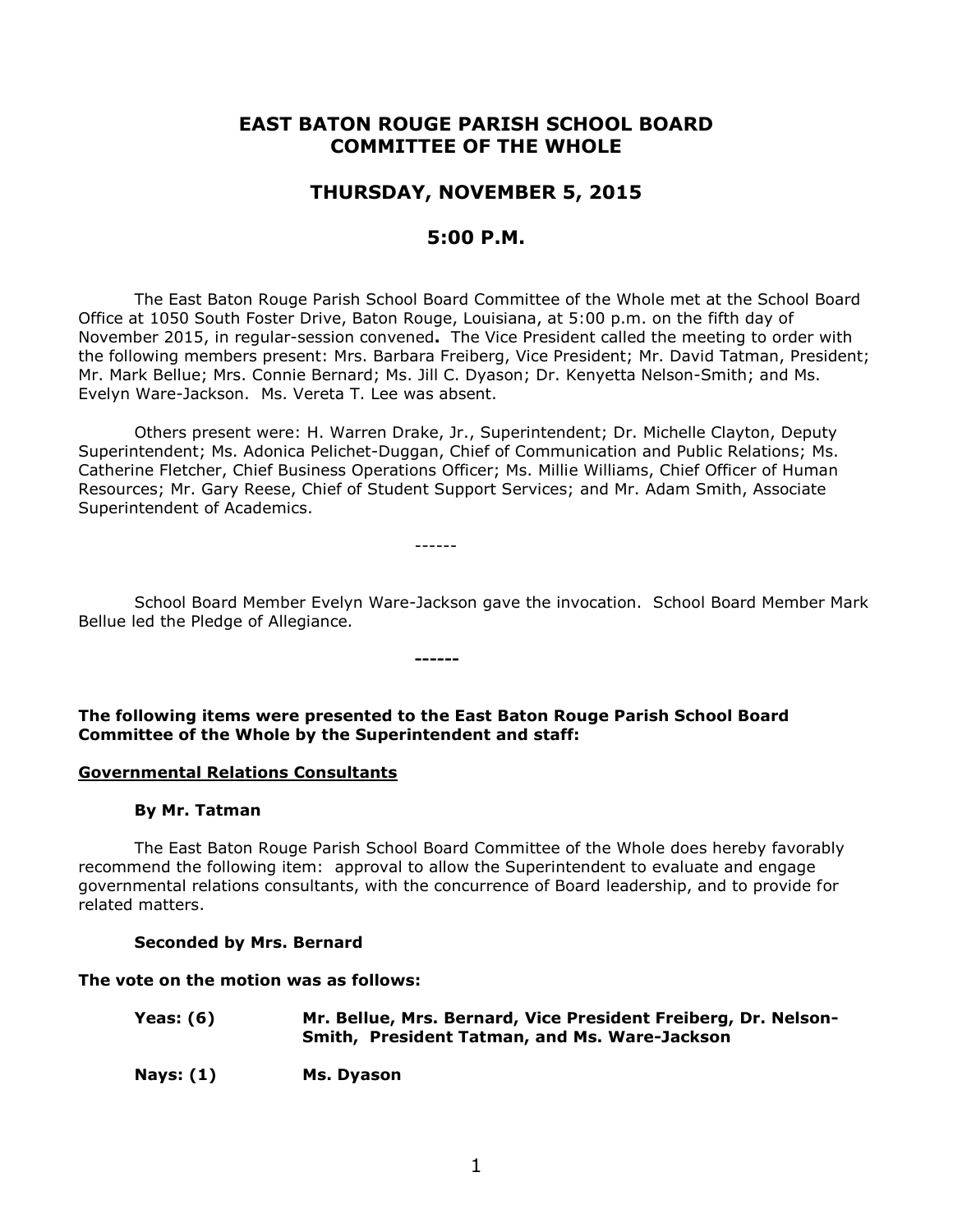# EAST BATON ROUGE PARISH SCHOOL BOARD
# COMMITTEE OF THE WHOLE

## THURSDAY, NOVEMBER 5, 2015

## 5:00 P.M.

The East Baton Rouge Parish School Board Committee of the Whole met at the School Board Office at 1050 South Foster Drive, Baton Rouge, Louisiana, at 5:00 p.m. on the fifth day of November 2015, in regular-session convened**.** The Vice President called the meeting to order with the following members present: Mrs. Barbara Freiberg, Vice President; Mr. David Tatman, President; Mr. Mark Bellue; Mrs. Connie Bernard; Ms. Jill C. Dyason; Dr. Kenyetta Nelson-Smith; and Ms. Evelyn Ware-Jackson. Ms. Vereta T. Lee was absent.

Others present were: H. Warren Drake, Jr., Superintendent; Dr. Michelle Clayton, Deputy Superintendent; Ms. Adonica Pelichet-Duggan, Chief of Communication and Public Relations; Ms. Catherine Fletcher, Chief Business Operations Officer; Ms. Millie Williams, Chief Officer of Human Resources; Mr. Gary Reese, Chief of Student Support Services; and Mr. Adam Smith, Associate Superintendent of Academics.

------

School Board Member Evelyn Ware-Jackson gave the invocation. School Board Member Mark Bellue led the Pledge of Allegiance.

**------**

**The following items were presented to the East Baton Rouge Parish School Board Committee of the Whole by the Superintendent and staff:**

**<u>Governmental Relations Consultants</u>**

**By Mr. Tatman**

The East Baton Rouge Parish School Board Committee of the Whole does hereby favorably recommend the following item: approval to allow the Superintendent to evaluate and engage governmental relations consultants, with the concurrence of Board leadership, and to provide for related matters.

**Seconded by Mrs. Bernard**

**The vote on the motion was as follows:**

**Yeas: (6)** **Mr. Bellue, Mrs. Bernard, Vice President Freiberg, Dr. Nelson-Smith, President Tatman, and Ms. Ware-Jackson**

**Nays: (1)** **Ms. Dyason**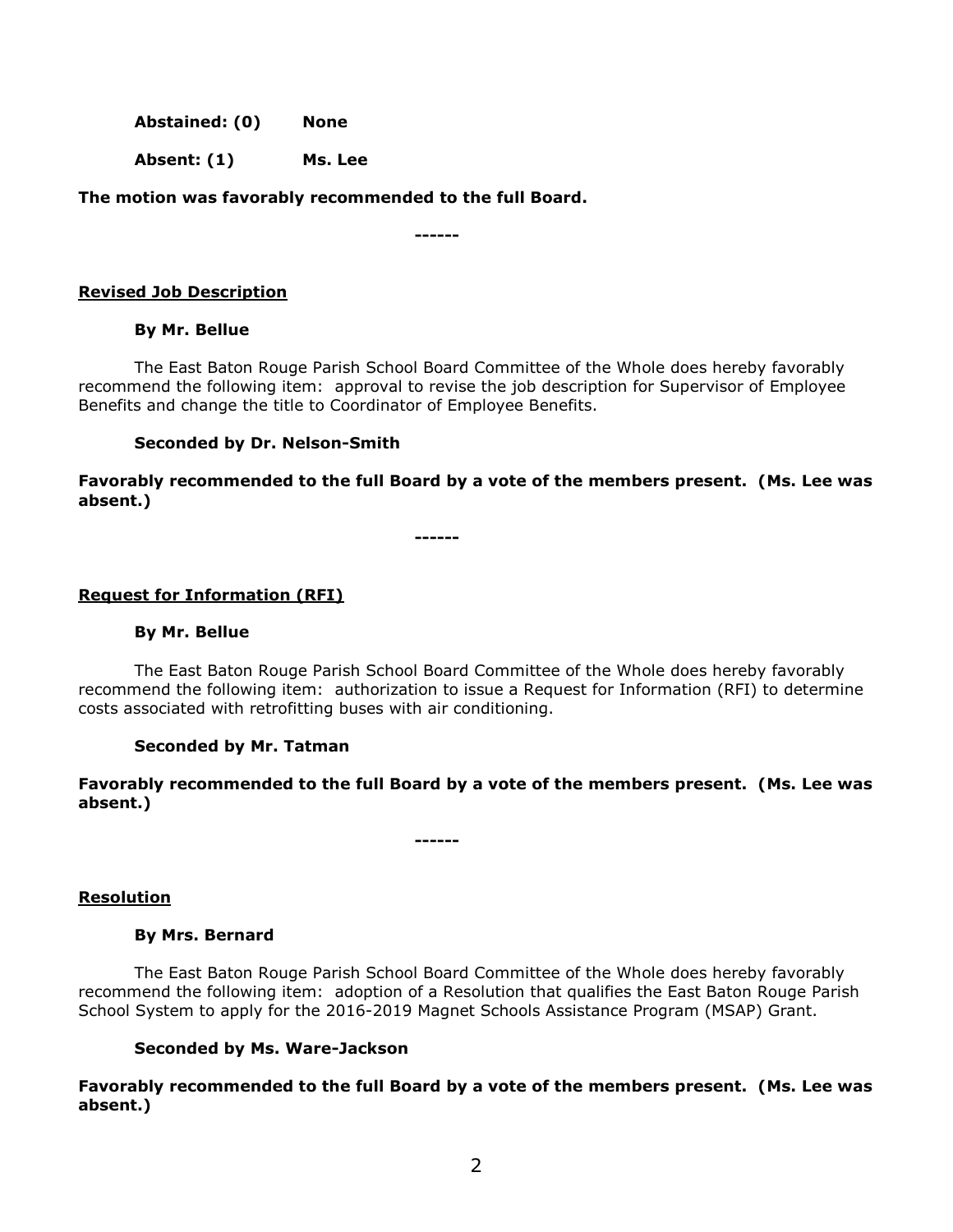**Abstained: (0)** **None**

**Absent: (1)** **Ms. Lee**

**The motion was favorably recommended to the full Board.**

**------**

**Revised Job Description**

**By Mr. Bellue**

The East Baton Rouge Parish School Board Committee of the Whole does hereby favorably recommend the following item: approval to revise the job description for Supervisor of Employee Benefits and change the title to Coordinator of Employee Benefits.

**Seconded by Dr. Nelson-Smith**

**Favorably recommended to the full Board by a vote of the members present. (Ms. Lee was absent.)**

**------**

**Request for Information (RFI)**

**By Mr. Bellue**

The East Baton Rouge Parish School Board Committee of the Whole does hereby favorably recommend the following item: authorization to issue a Request for Information (RFI) to determine costs associated with retrofitting buses with air conditioning.

**Seconded by Mr. Tatman**

**Favorably recommended to the full Board by a vote of the members present. (Ms. Lee was absent.)**

**------**

**Resolution**

**By Mrs. Bernard**

The East Baton Rouge Parish School Board Committee of the Whole does hereby favorably recommend the following item: adoption of a Resolution that qualifies the East Baton Rouge Parish School System to apply for the 2016-2019 Magnet Schools Assistance Program (MSAP) Grant.

**Seconded by Ms. Ware-Jackson**

**Favorably recommended to the full Board by a vote of the members present. (Ms. Lee was absent.)**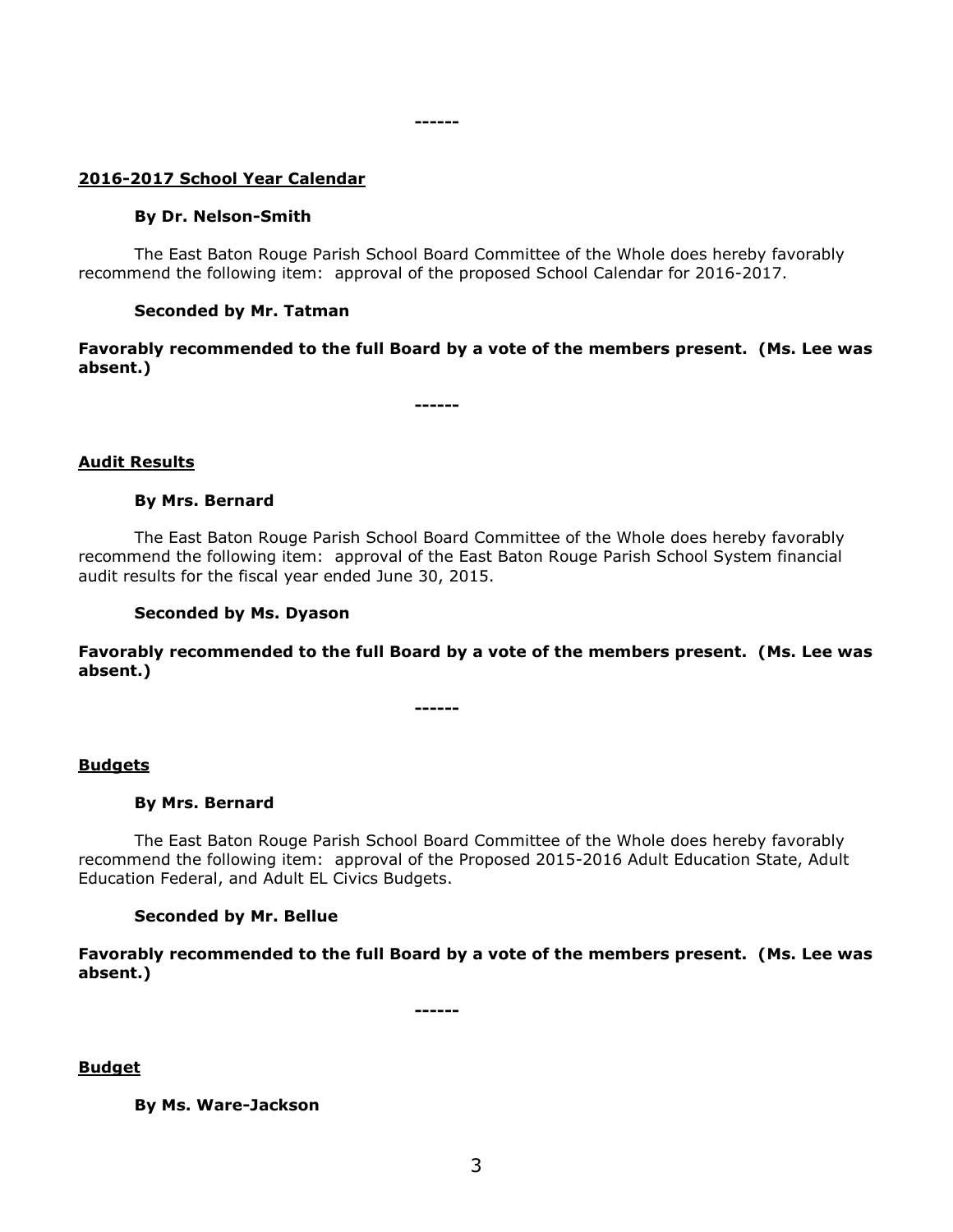------

**2016-2017 School Year Calendar**

**By Dr. Nelson-Smith**

The East Baton Rouge Parish School Board Committee of the Whole does hereby favorably recommend the following item: approval of the proposed School Calendar for 2016-2017.

**Seconded by Mr. Tatman**

**Favorably recommended to the full Board by a vote of the members present. (Ms. Lee was absent.)**

------

**Audit Results**

**By Mrs. Bernard**

The East Baton Rouge Parish School Board Committee of the Whole does hereby favorably recommend the following item: approval of the East Baton Rouge Parish School System financial audit results for the fiscal year ended June 30, 2015.

**Seconded by Ms. Dyason**

**Favorably recommended to the full Board by a vote of the members present. (Ms. Lee was absent.)**

------

**Budgets**

**By Mrs. Bernard**

The East Baton Rouge Parish School Board Committee of the Whole does hereby favorably recommend the following item: approval of the Proposed 2015-2016 Adult Education State, Adult Education Federal, and Adult EL Civics Budgets.

**Seconded by Mr. Bellue**

**Favorably recommended to the full Board by a vote of the members present. (Ms. Lee was absent.)**

------

**Budget**

**By Ms. Ware-Jackson**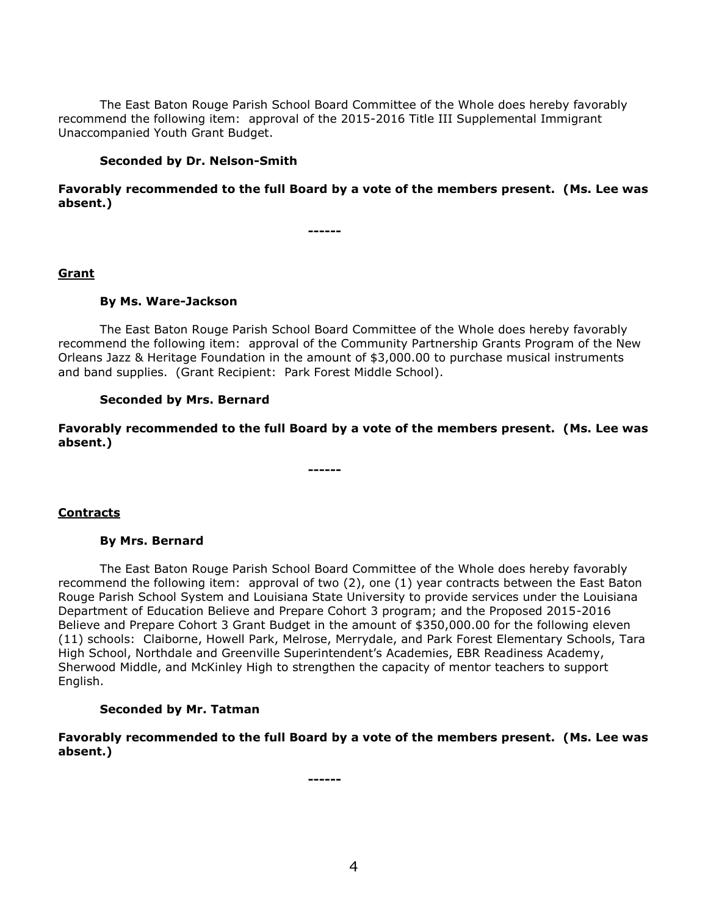The East Baton Rouge Parish School Board Committee of the Whole does hereby favorably recommend the following item: approval of the 2015-2016 Title III Supplemental Immigrant Unaccompanied Youth Grant Budget.

**Seconded by Dr. Nelson-Smith**

**Favorably recommended to the full Board by a vote of the members present. (Ms. Lee was absent.)**

**------**

**<u>Grant</u>**

**By Ms. Ware-Jackson**

The East Baton Rouge Parish School Board Committee of the Whole does hereby favorably recommend the following item: approval of the Community Partnership Grants Program of the New Orleans Jazz & Heritage Foundation in the amount of $3,000.00 to purchase musical instruments and band supplies. (Grant Recipient: Park Forest Middle School).

**Seconded by Mrs. Bernard**

**Favorably recommended to the full Board by a vote of the members present. (Ms. Lee was absent.)**

**------**

**<u>Contracts</u>**

**By Mrs. Bernard**

The East Baton Rouge Parish School Board Committee of the Whole does hereby favorably recommend the following item: approval of two (2), one (1) year contracts between the East Baton Rouge Parish School System and Louisiana State University to provide services under the Louisiana Department of Education Believe and Prepare Cohort 3 program; and the Proposed 2015-2016 Believe and Prepare Cohort 3 Grant Budget in the amount of $350,000.00 for the following eleven (11) schools: Claiborne, Howell Park, Melrose, Merrydale, and Park Forest Elementary Schools, Tara High School, Northdale and Greenville Superintendent's Academies, EBR Readiness Academy, Sherwood Middle, and McKinley High to strengthen the capacity of mentor teachers to support English.

**Seconded by Mr. Tatman**

**Favorably recommended to the full Board by a vote of the members present. (Ms. Lee was absent.)**

**------**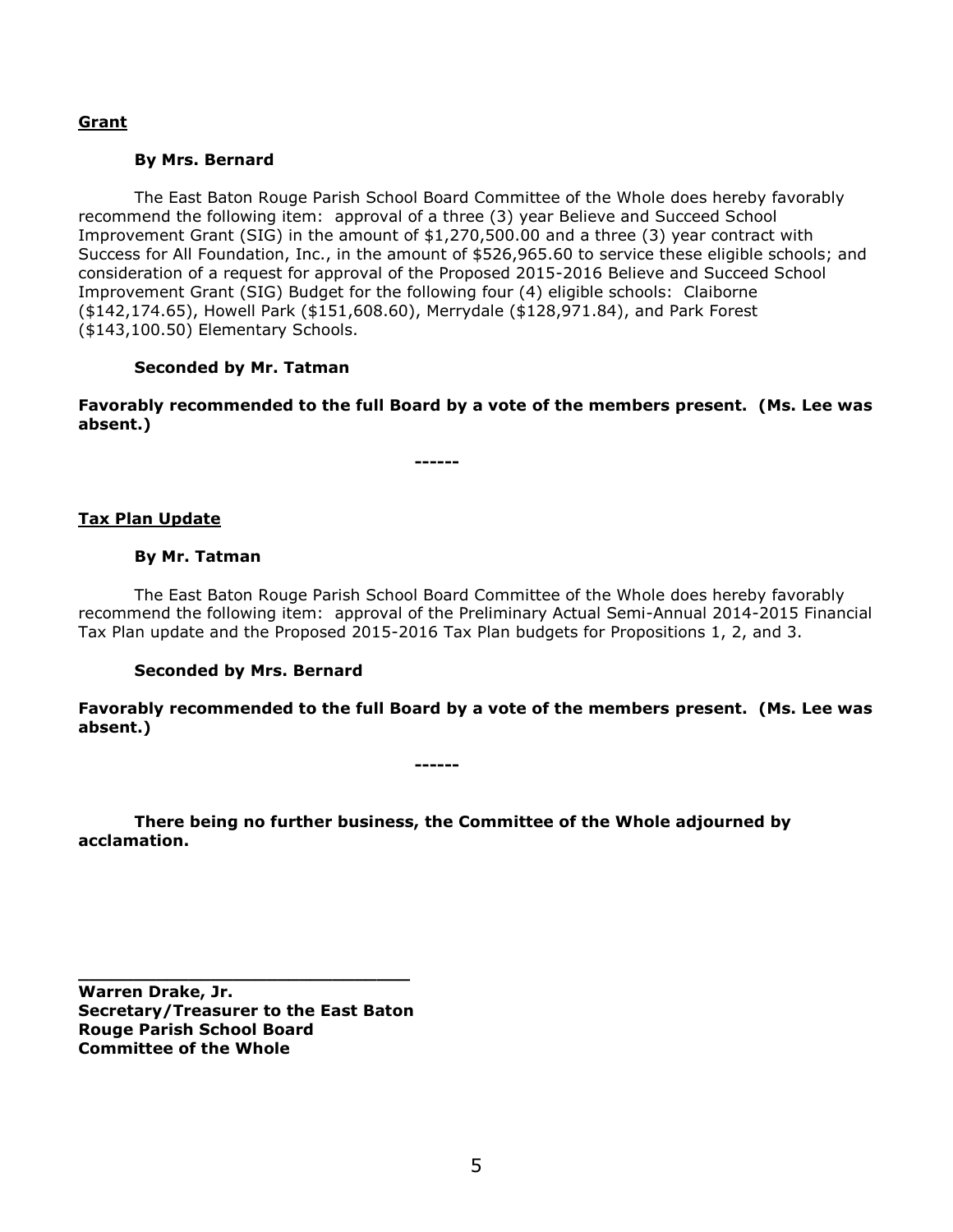**Grant**

**By Mrs. Bernard**

The East Baton Rouge Parish School Board Committee of the Whole does hereby favorably recommend the following item: approval of a three (3) year Believe and Succeed School Improvement Grant (SIG) in the amount of $1,270,500.00 and a three (3) year contract with Success for All Foundation, Inc., in the amount of $526,965.60 to service these eligible schools; and consideration of a request for approval of the Proposed 2015-2016 Believe and Succeed School Improvement Grant (SIG) Budget for the following four (4) eligible schools: Claiborne ($142,174.65), Howell Park ($151,608.60), Merrydale ($128,971.84), and Park Forest ($143,100.50) Elementary Schools.

**Seconded by Mr. Tatman**

**Favorably recommended to the full Board by a vote of the members present. (Ms. Lee was absent.)**

**------**

**Tax Plan Update**

**By Mr. Tatman**

The East Baton Rouge Parish School Board Committee of the Whole does hereby favorably recommend the following item: approval of the Preliminary Actual Semi-Annual 2014-2015 Financial Tax Plan update and the Proposed 2015-2016 Tax Plan budgets for Propositions 1, 2, and 3.

**Seconded by Mrs. Bernard**

**Favorably recommended to the full Board by a vote of the members present. (Ms. Lee was absent.)**

**------**

**There being no further business, the Committee of the Whole adjourned by acclamation.**

**_______________________________**
**Warren Drake, Jr.**
**Secretary/Treasurer to the East Baton Rouge Parish School Board Committee of the Whole**